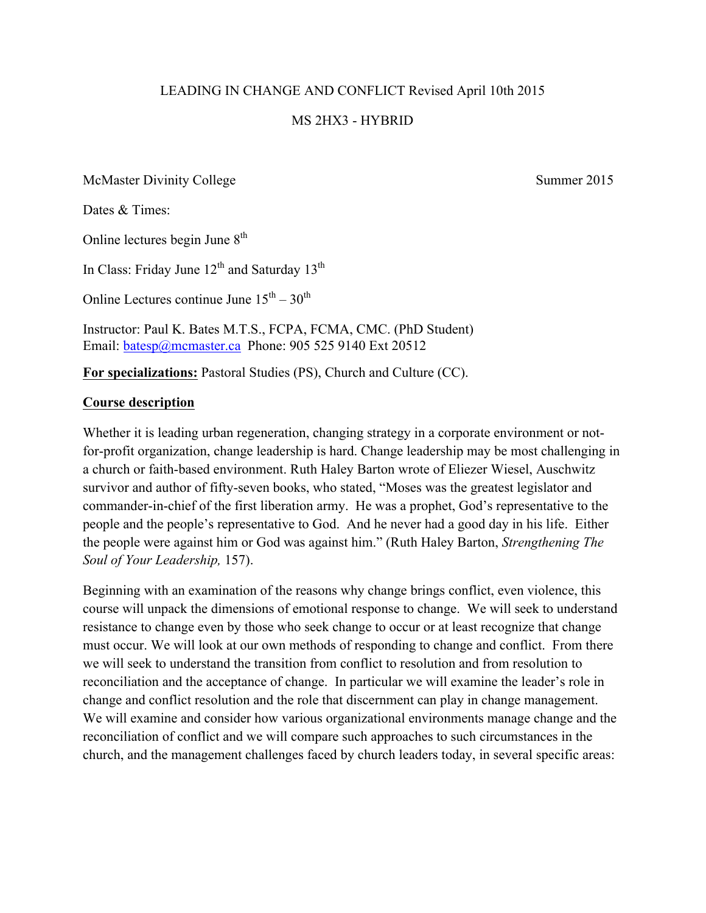LEADING IN CHANGE AND CONFLICT Revised April 10th 2015

MS 2HX3 - HYBRID

McMaster Divinity College Summer 2015

Dates & Times:

Online lectures begin June 8th

In Class: Friday June 12th and Saturday 13th

Online Lectures continue June 15th – 30th

Instructor: Paul K. Bates M.T.S., FCPA, FCMA, CMC. (PhD Student)
Email: batesp@mcmaster.ca Phone: 905 525 9140 Ext 20512

**For specializations:** Pastoral Studies (PS), Church and Culture (CC).

**Course description**

Whether it is leading urban regeneration, changing strategy in a corporate environment or not-for-profit organization, change leadership is hard. Change leadership may be most challenging in a church or faith-based environment. Ruth Haley Barton wrote of Eliezer Wiesel, Auschwitz survivor and author of fifty-seven books, who stated, "Moses was the greatest legislator and commander-in-chief of the first liberation army. He was a prophet, God's representative to the people and the people's representative to God. And he never had a good day in his life. Either the people were against him or God was against him." (Ruth Haley Barton, *Strengthening The Soul of Your Leadership,* 157).

Beginning with an examination of the reasons why change brings conflict, even violence, this course will unpack the dimensions of emotional response to change. We will seek to understand resistance to change even by those who seek change to occur or at least recognize that change must occur. We will look at our own methods of responding to change and conflict. From there we will seek to understand the transition from conflict to resolution and from resolution to reconciliation and the acceptance of change. In particular we will examine the leader's role in change and conflict resolution and the role that discernment can play in change management. We will examine and consider how various organizational environments manage change and the reconciliation of conflict and we will compare such approaches to such circumstances in the church, and the management challenges faced by church leaders today, in several specific areas: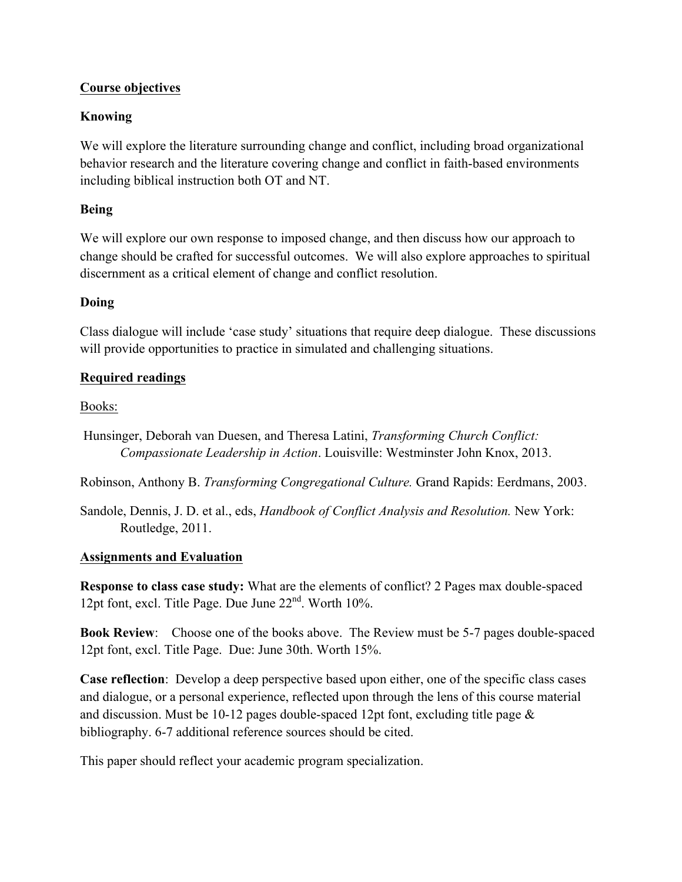## Course objectives

### Knowing

We will explore the literature surrounding change and conflict, including broad organizational behavior research and the literature covering change and conflict in faith-based environments including biblical instruction both OT and NT.

### Being

We will explore our own response to imposed change, and then discuss how our approach to change should be crafted for successful outcomes. We will also explore approaches to spiritual discernment as a critical element of change and conflict resolution.

### Doing

Class dialogue will include 'case study' situations that require deep dialogue. These discussions will provide opportunities to practice in simulated and challenging situations.

## Required readings

Books:

Hunsinger, Deborah van Duesen, and Theresa Latini, *Transforming Church Conflict: Compassionate Leadership in Action*. Louisville: Westminster John Knox, 2013.

Robinson, Anthony B. *Transforming Congregational Culture.* Grand Rapids: Eerdmans, 2003.

Sandole, Dennis, J. D. et al., eds, *Handbook of Conflict Analysis and Resolution.* New York: Routledge, 2011.

## Assignments and Evaluation

**Response to class case study:** What are the elements of conflict? 2 Pages max double-spaced 12pt font, excl. Title Page. Due June 22nd. Worth 10%.

**Book Review**: Choose one of the books above. The Review must be 5-7 pages double-spaced 12pt font, excl. Title Page. Due: June 30th. Worth 15%.

**Case reflection**: Develop a deep perspective based upon either, one of the specific class cases and dialogue, or a personal experience, reflected upon through the lens of this course material and discussion. Must be 10-12 pages double-spaced 12pt font, excluding title page & bibliography. 6-7 additional reference sources should be cited.

This paper should reflect your academic program specialization.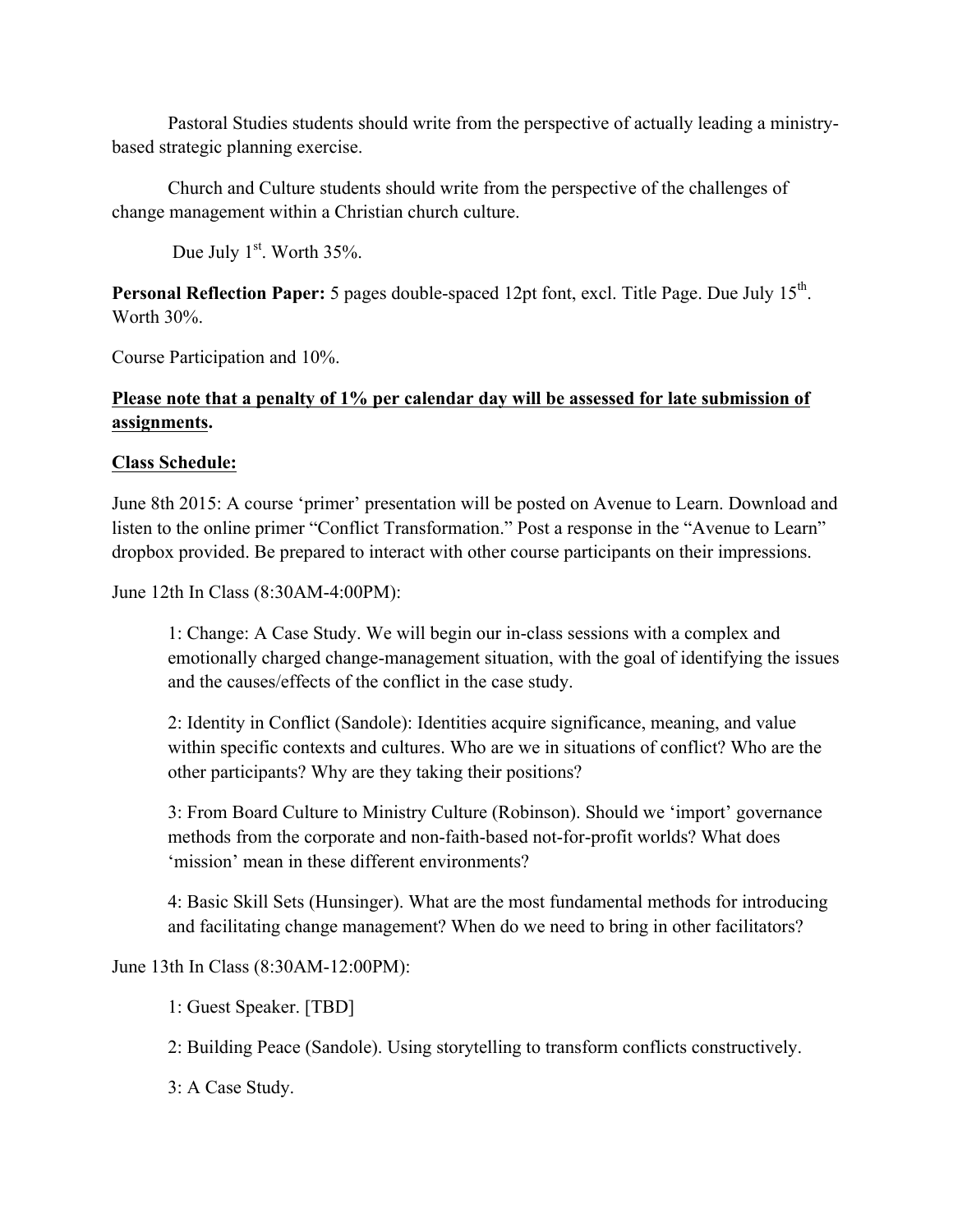Pastoral Studies students should write from the perspective of actually leading a ministry-based strategic planning exercise.

Church and Culture students should write from the perspective of the challenges of change management within a Christian church culture.

Due July 1st. Worth 35%.

**Personal Reflection Paper:** 5 pages double-spaced 12pt font, excl. Title Page. Due July 15th. Worth 30%.

Course Participation and 10%.

**Please note that a penalty of 1% per calendar day will be assessed for late submission of assignments.**

**Class Schedule:**

June 8th 2015: A course 'primer' presentation will be posted on Avenue to Learn. Download and listen to the online primer "Conflict Transformation." Post a response in the "Avenue to Learn" dropbox provided. Be prepared to interact with other course participants on their impressions.

June 12th In Class (8:30AM-4:00PM):

> 1: Change: A Case Study. We will begin our in-class sessions with a complex and emotionally charged change-management situation, with the goal of identifying the issues and the causes/effects of the conflict in the case study.
>
> 2: Identity in Conflict (Sandole): Identities acquire significance, meaning, and value within specific contexts and cultures. Who are we in situations of conflict? Who are the other participants? Why are they taking their positions?
>
> 3: From Board Culture to Ministry Culture (Robinson). Should we 'import' governance methods from the corporate and non-faith-based not-for-profit worlds? What does 'mission' mean in these different environments?
>
> 4: Basic Skill Sets (Hunsinger). What are the most fundamental methods for introducing and facilitating change management? When do we need to bring in other facilitators?

June 13th In Class (8:30AM-12:00PM):

> 1: Guest Speaker. [TBD]
>
> 2: Building Peace (Sandole). Using storytelling to transform conflicts constructively.
>
> 3: A Case Study.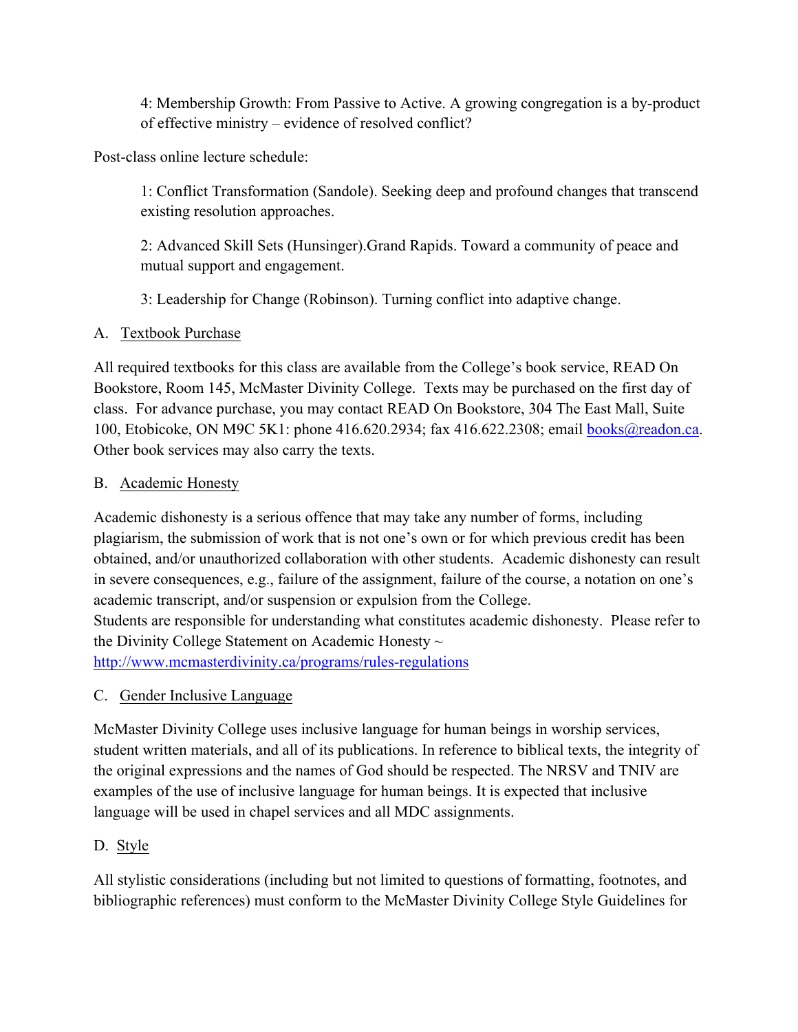4: Membership Growth: From Passive to Active. A growing congregation is a by-product of effective ministry – evidence of resolved conflict?

Post-class online lecture schedule:

1: Conflict Transformation (Sandole). Seeking deep and profound changes that transcend existing resolution approaches.

2: Advanced Skill Sets (Hunsinger).Grand Rapids. Toward a community of peace and mutual support and engagement.

3: Leadership for Change (Robinson). Turning conflict into adaptive change.

A. Textbook Purchase

All required textbooks for this class are available from the College's book service, READ On Bookstore, Room 145, McMaster Divinity College. Texts may be purchased on the first day of class. For advance purchase, you may contact READ On Bookstore, 304 The East Mall, Suite 100, Etobicoke, ON M9C 5K1: phone 416.620.2934; fax 416.622.2308; email [books@readon.ca](mailto:books@readon.ca). Other book services may also carry the texts.

B. Academic Honesty

Academic dishonesty is a serious offence that may take any number of forms, including plagiarism, the submission of work that is not one's own or for which previous credit has been obtained, and/or unauthorized collaboration with other students. Academic dishonesty can result in severe consequences, e.g., failure of the assignment, failure of the course, a notation on one's academic transcript, and/or suspension or expulsion from the College.
Students are responsible for understanding what constitutes academic dishonesty. Please refer to the Divinity College Statement on Academic Honesty ~
[http://www.mcmasterdivinity.ca/programs/rules-regulations](http://www.mcmasterdivinity.ca/programs/rules-regulations)

C. Gender Inclusive Language

McMaster Divinity College uses inclusive language for human beings in worship services, student written materials, and all of its publications. In reference to biblical texts, the integrity of the original expressions and the names of God should be respected. The NRSV and TNIV are examples of the use of inclusive language for human beings. It is expected that inclusive language will be used in chapel services and all MDC assignments.

D. Style

All stylistic considerations (including but not limited to questions of formatting, footnotes, and bibliographic references) must conform to the McMaster Divinity College Style Guidelines for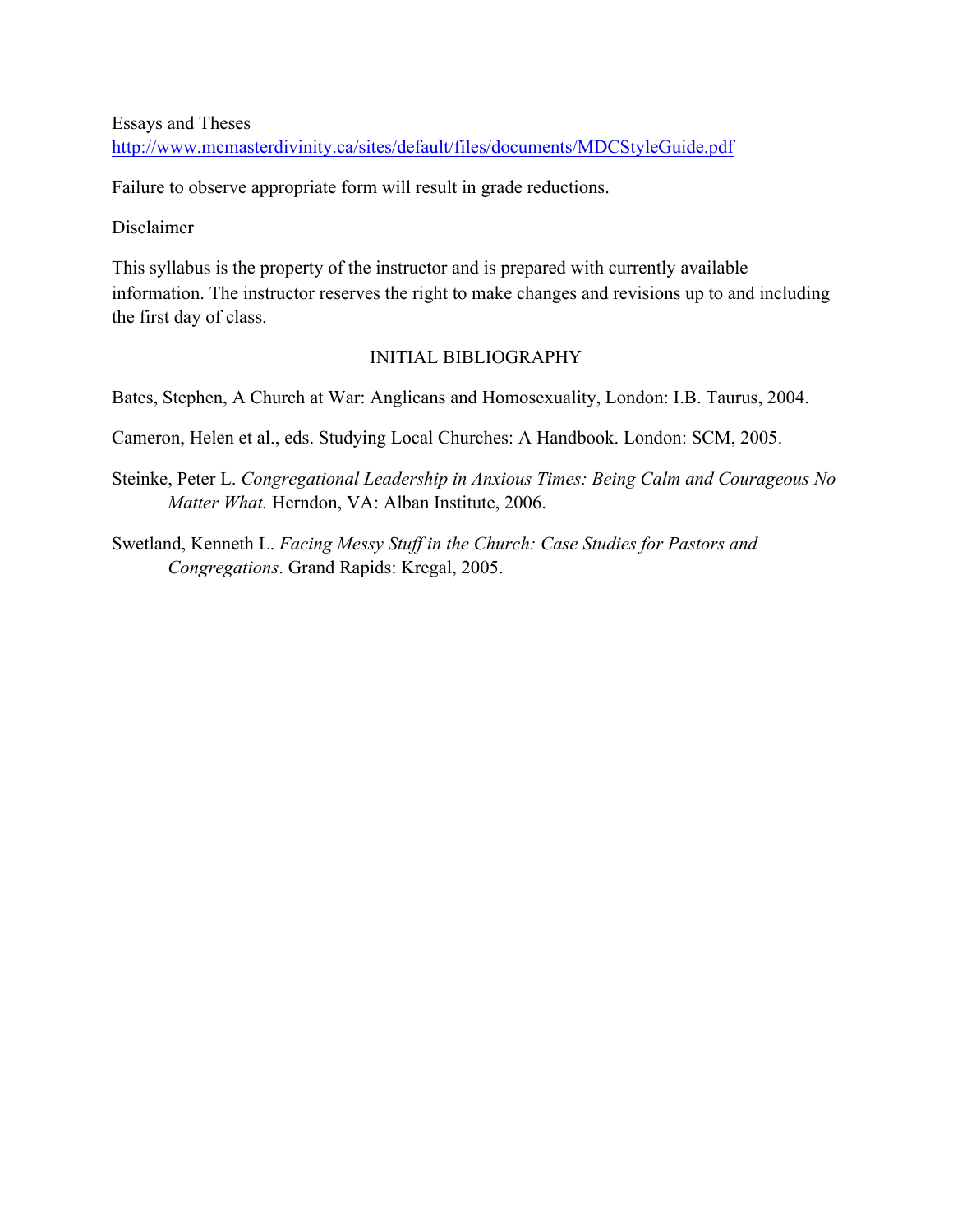Essays and Theses
http://www.mcmasterdivinity.ca/sites/default/files/documents/MDCStyleGuide.pdf

Failure to observe appropriate form will result in grade reductions.

Disclaimer

This syllabus is the property of the instructor and is prepared with currently available information. The instructor reserves the right to make changes and revisions up to and including the first day of class.

## INITIAL BIBLIOGRAPHY

Bates, Stephen, A Church at War: Anglicans and Homosexuality, London: I.B. Taurus, 2004.

Cameron, Helen et al., eds. Studying Local Churches: A Handbook. London: SCM, 2005.

Steinke, Peter L. *Congregational Leadership in Anxious Times: Being Calm and Courageous No Matter What.* Herndon, VA: Alban Institute, 2006.

Swetland, Kenneth L. *Facing Messy Stuff in the Church: Case Studies for Pastors and Congregations*. Grand Rapids: Kregal, 2005.